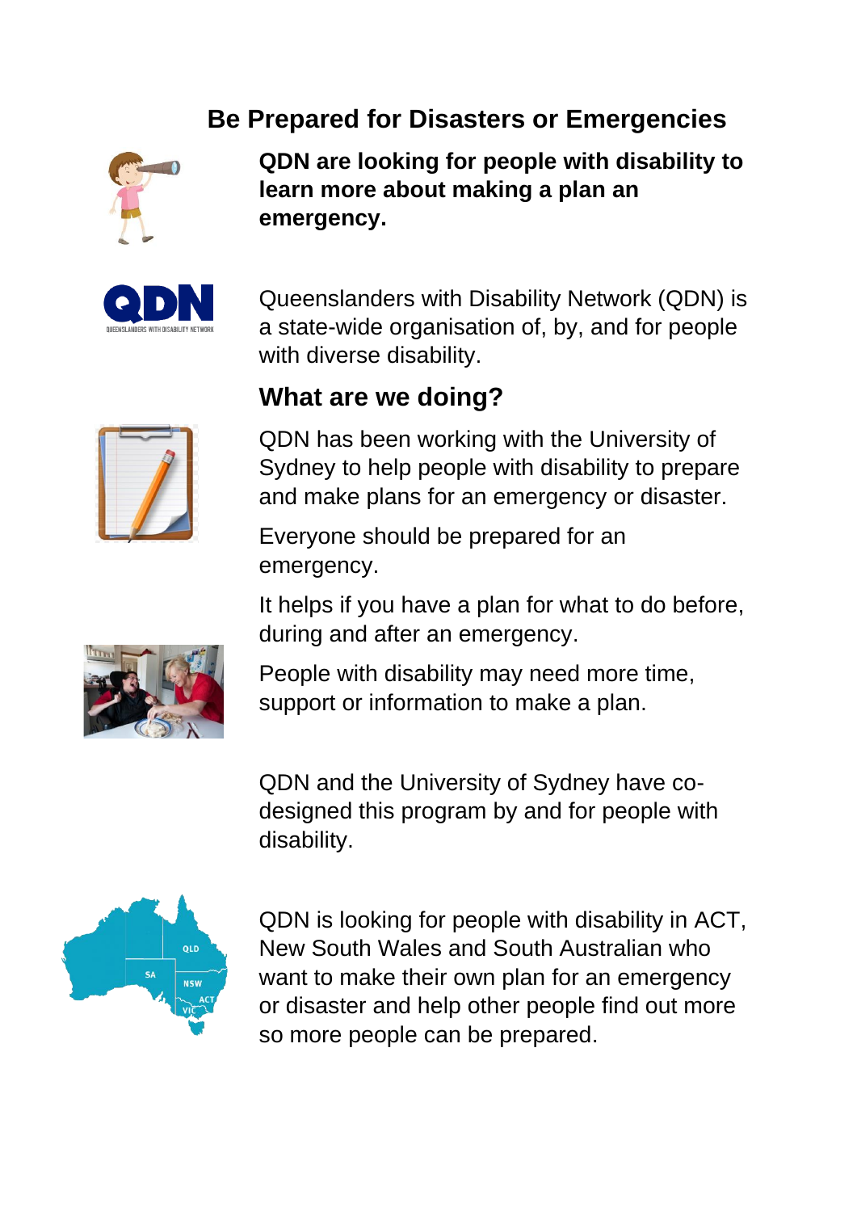# Be Prepared for Disasters or Emergencies

**QDN are looking for people with disability to learn more about making a plan an emergency.**

Queenslanders with Disability Network (QDN) is a state-wide organisation of, by, and for people with diverse disability.

## What are we doing?

QDN has been working with the University of Sydney to help people with disability to prepare and make plans for an emergency or disaster.

Everyone should be prepared for an emergency.

It helps if you have a plan for what to do before, during and after an emergency.

People with disability may need more time, support or information to make a plan.

QDN and the University of Sydney have co-designed this program by and for people with disability.

QDN is looking for people with disability in ACT, New South Wales and South Australian who want to make their own plan for an emergency or disaster and help other people find out more so more people can be prepared.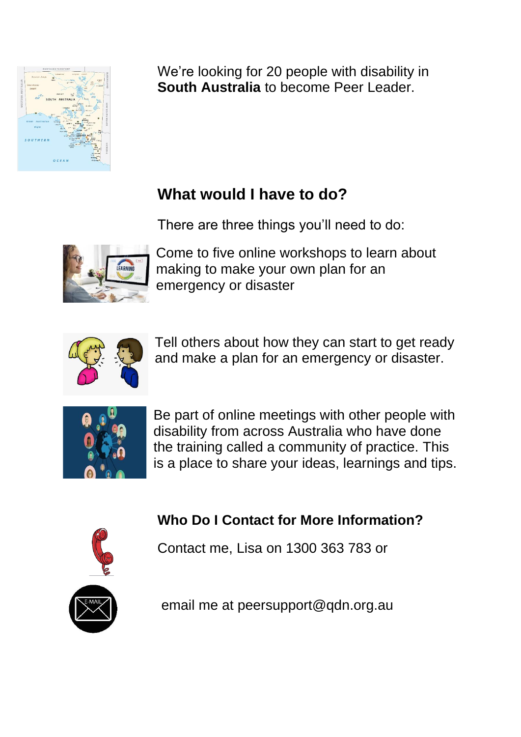We're looking for 20 people with disability in **South Australia** to become Peer Leader.

## What would I have to do?

There are three things you'll need to do:

Come to five online workshops to learn about making to make your own plan for an emergency or disaster

Tell others about how they can start to get ready and make a plan for an emergency or disaster.

Be part of online meetings with other people with disability from across Australia who have done the training called a community of practice. This is a place to share your ideas, learnings and tips.

## Who Do I Contact for More Information?

Contact me, Lisa on 1300 363 783 or

email me at peersupport@qdn.org.au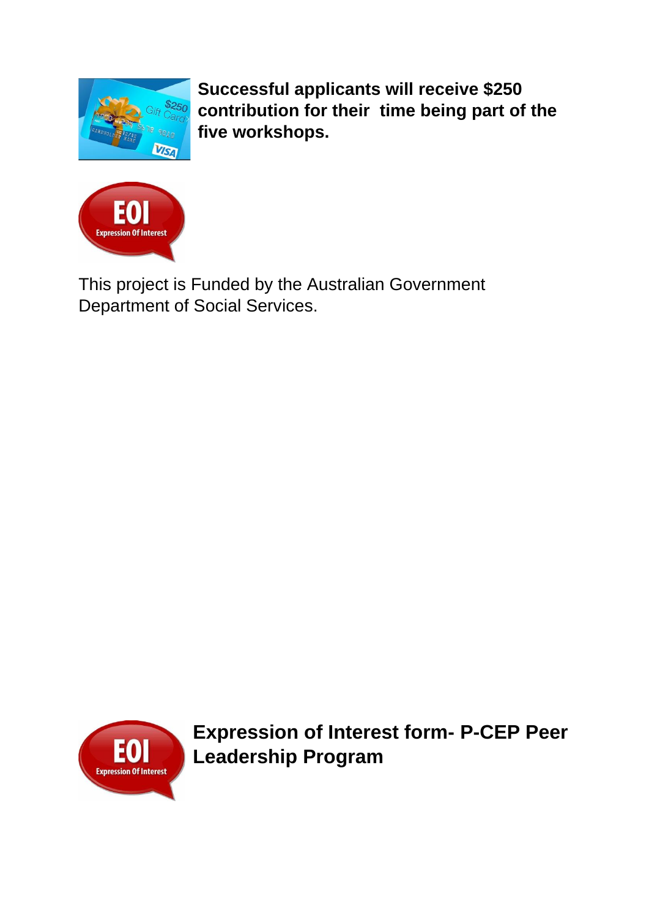**Successful applicants will receive $250 contribution for their time being part of the five workshops.**

This project is Funded by the Australian Government Department of Social Services.

## Expression of Interest form- P-CEP Peer Leadership Program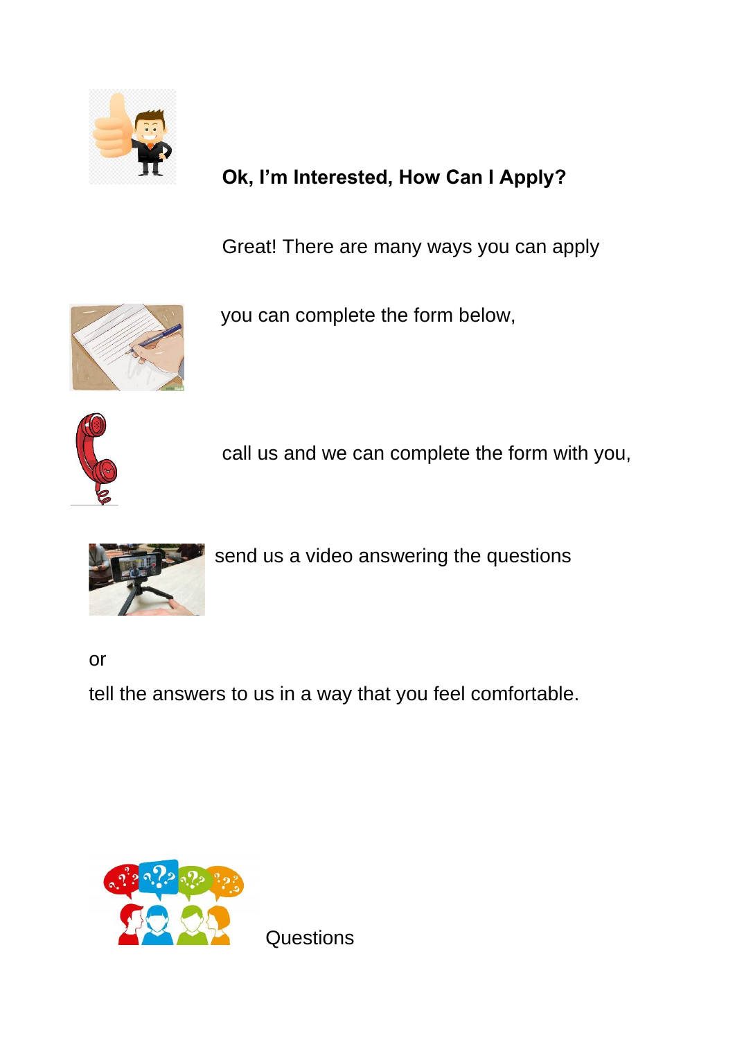**Ok, I'm Interested, How Can I Apply?**

Great! There are many ways you can apply

you can complete the form below,

call us and we can complete the form with you,

send us a video answering the questions

or

tell the answers to us in a way that you feel comfortable.

Questions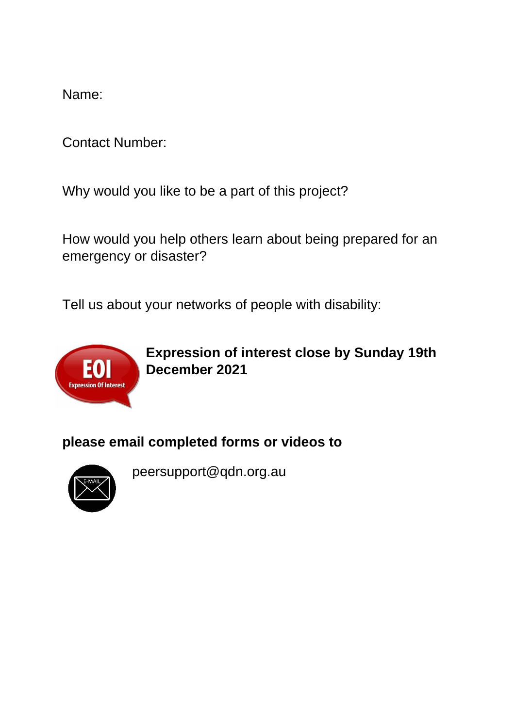Name:

Contact Number:

Why would you like to be a part of this project?

How would you help others learn about being prepared for an emergency or disaster?

Tell us about your networks of people with disability:

**Expression of interest close by Sunday 19th December 2021**

**please email completed forms or videos to**

peersupport@qdn.org.au